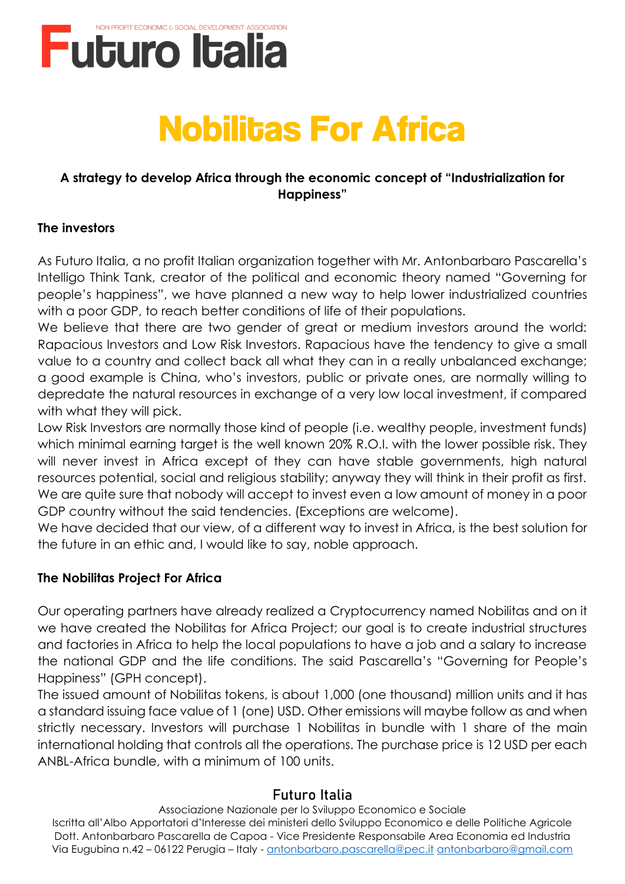NON PROFIT ECONOMIC & SOCIAL DEVELOPMENT ASSOCIATION

# Futuro Italia

# Nobilitas For Africa

**A strategy to develop Africa through the economic concept of "Industrialization for Happiness"**

**The investors**

As Futuro Italia, a no profit Italian organization together with Mr. Antonbarbaro Pascarella's Intelligo Think Tank, creator of the political and economic theory named "Governing for people's happiness", we have planned a new way to help lower industrialized countries with a poor GDP, to reach better conditions of life of their populations.
We believe that there are two gender of great or medium investors around the world: Rapacious Investors and Low Risk Investors. Rapacious have the tendency to give a small value to a country and collect back all what they can in a really unbalanced exchange; a good example is China, who's investors, public or private ones, are normally willing to depredate the natural resources in exchange of a very low local investment, if compared with what they will pick.
Low Risk Investors are normally those kind of people (i.e. wealthy people, investment funds) which minimal earning target is the well known 20% R.O.I. with the lower possible risk. They will never invest in Africa except of they can have stable governments, high natural resources potential, social and religious stability; anyway they will think in their profit as first. We are quite sure that nobody will accept to invest even a low amount of money in a poor GDP country without the said tendencies. (Exceptions are welcome).
We have decided that our view, of a different way to invest in Africa, is the best solution for the future in an ethic and, I would like to say, noble approach.

**The Nobilitas Project For Africa**

Our operating partners have already realized a Cryptocurrency named Nobilitas and on it we have created the Nobilitas for Africa Project; our goal is to create industrial structures and factories in Africa to help the local populations to have a job and a salary to increase the national GDP and the life conditions. The said Pascarella's "Governing for People's Happiness" (GPH concept).
The issued amount of Nobilitas tokens, is about 1,000 (one thousand) million units and it has a standard issuing face value of 1 (one) USD. Other emissions will maybe follow as and when strictly necessary. Investors will purchase 1 Nobilitas in bundle with 1 share of the main international holding that controls all the operations. The purchase price is 12 USD per each ANBL-Africa bundle, with a minimum of 100 units.

Futuro Italia
Associazione Nazionale per lo Sviluppo Economico e Sociale
Iscritta all'Albo Apportatori d'Interesse dei ministeri dello Sviluppo Economico e delle Politiche Agricole
Dott. Antonbarbaro Pascarella de Capoa - Vice Presidente Responsabile Area Economia ed Industria
Via Eugubina n.42 – 06122 Perugia – Italy - antonbarbaro.pascarella@pec.it antonbarbaro@gmail.com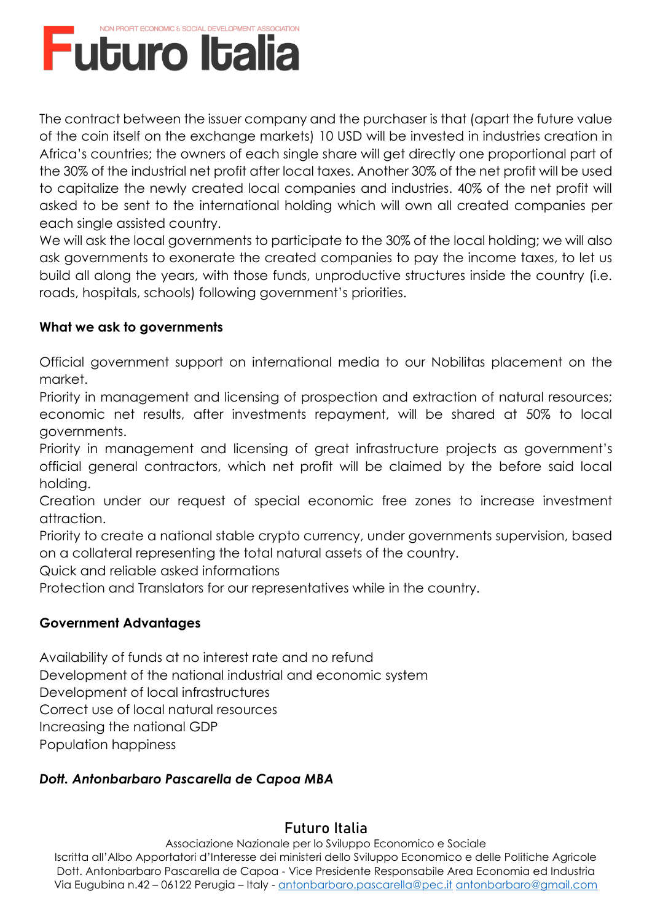The contract between the issuer company and the purchaser is that (apart the future value of the coin itself on the exchange markets) 10 USD will be invested in industries creation in Africa's countries; the owners of each single share will get directly one proportional part of the 30% of the industrial net profit after local taxes. Another 30% of the net profit will be used to capitalize the newly created local companies and industries. 40% of the net profit will asked to be sent to the international holding which will own all created companies per each single assisted country.
We will ask the local governments to participate to the 30% of the local holding; we will also ask governments to exonerate the created companies to pay the income taxes, to let us build all along the years, with those funds, unproductive structures inside the country (i.e. roads, hospitals, schools) following government's priorities.

**What we ask to governments**

Official government support on international media to our Nobilitas placement on the market.
Priority in management and licensing of prospection and extraction of natural resources; economic net results, after investments repayment, will be shared at 50% to local governments.
Priority in management and licensing of great infrastructure projects as government's official general contractors, which net profit will be claimed by the before said local holding.
Creation under our request of special economic free zones to increase investment attraction.
Priority to create a national stable crypto currency, under governments supervision, based on a collateral representing the total natural assets of the country.
Quick and reliable asked informations
Protection and Translators for our representatives while in the country.

**Government Advantages**

Availability of funds at no interest rate and no refund
Development of the national industrial and economic system
Development of local infrastructures
Correct use of local natural resources
Increasing the national GDP
Population happiness

***Dott. Antonbarbaro Pascarella de Capoa MBA***

Futuro Italia
Associazione Nazionale per lo Sviluppo Economico e Sociale
Iscritta all'Albo Apportatori d'Interesse dei ministeri dello Sviluppo Economico e delle Politiche Agricole
Dott. Antonbarbaro Pascarella de Capoa - Vice Presidente Responsabile Area Economia ed Industria
Via Eugubina n.42 – 06122 Perugia – Italy - antonbarbaro.pascarella@pec.it antonbarbaro@gmail.com